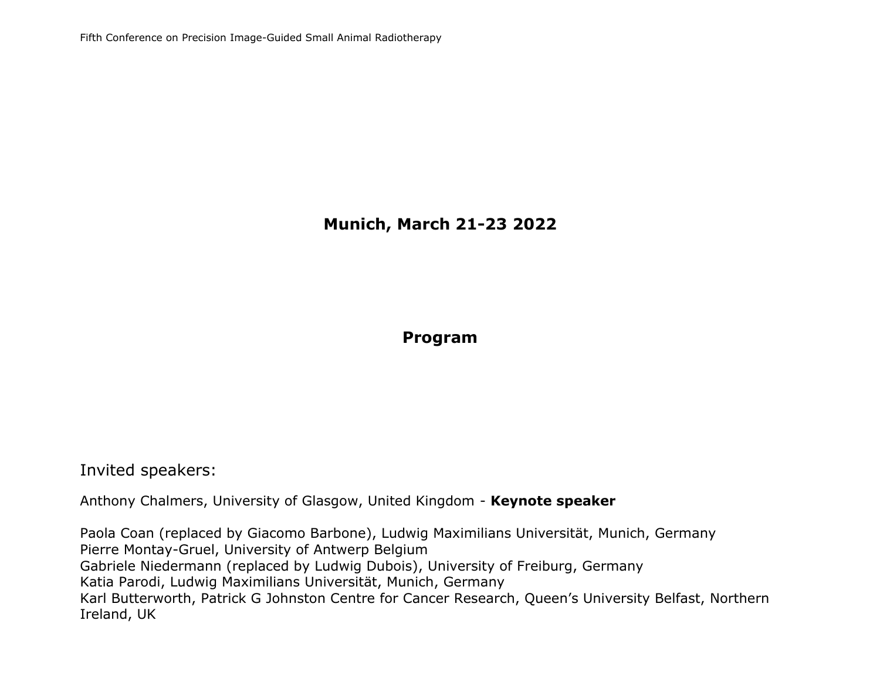# Fifth Conference on Precision Image-Guided Small Animal Radiotherapy

**Munich, March 21-23 2022**

**Program**

## Invited speakers:

Anthony Chalmers, University of Glasgow, United Kingdom - **Keynote speaker**

Paola Coan (replaced by Giacomo Barbone), Ludwig Maximilians Universität, Munich, Germany
Pierre Montay-Gruel, University of Antwerp Belgium
Gabriele Niedermann (replaced by Ludwig Dubois), University of Freiburg, Germany
Katia Parodi, Ludwig Maximilians Universität, Munich, Germany
Karl Butterworth, Patrick G Johnston Centre for Cancer Research, Queen's University Belfast, Northern Ireland, UK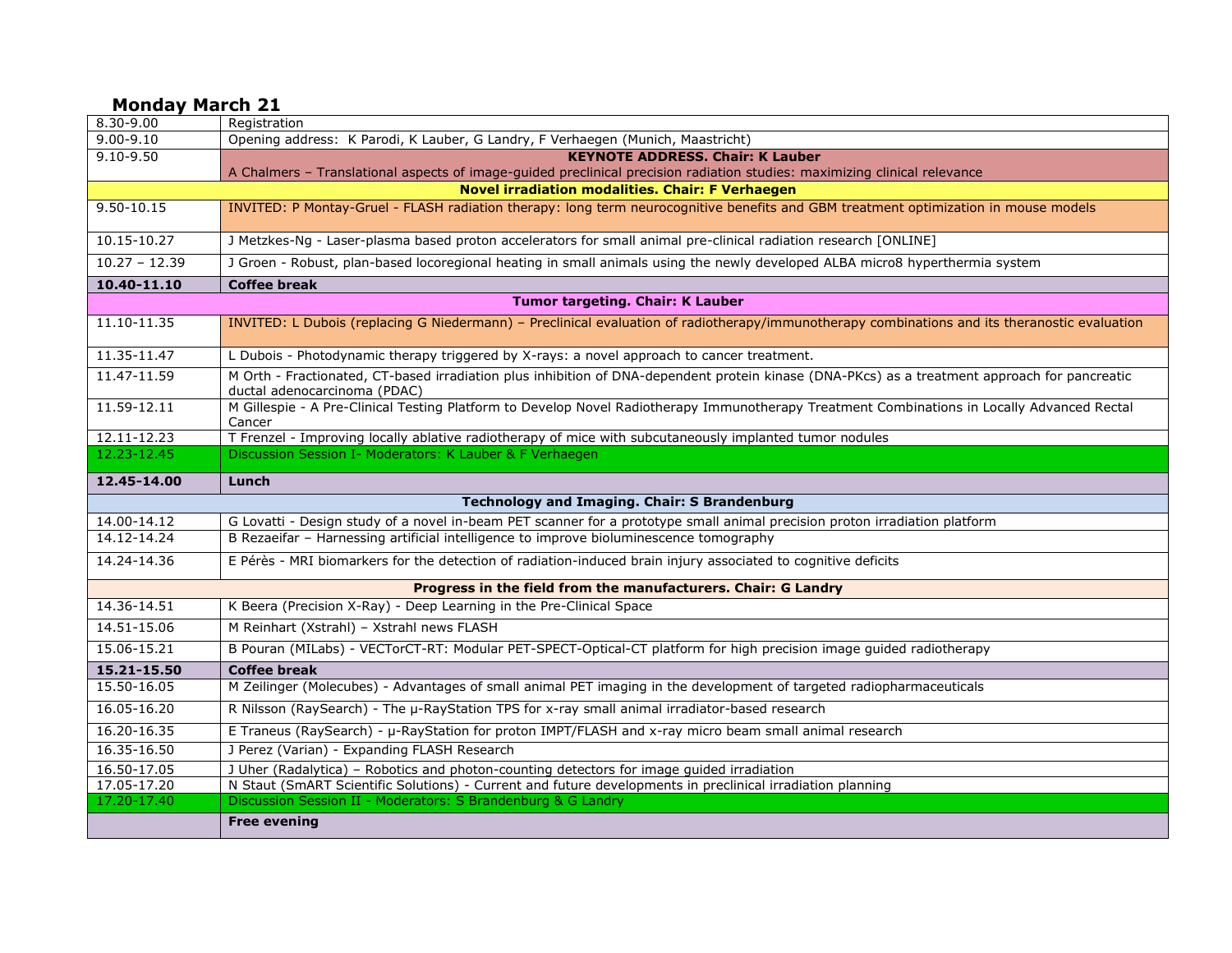## Monday March 21

| | |
|---|---|
| 8.30-9.00 | Registration |
| 9.00-9.10 | Opening address: K Parodi, K Lauber, G Landry, F Verhaegen (Munich, Maastricht) |
| 9.10-9.50 | **KEYNOTE ADDRESS. Chair: K Lauber**<br>A Chalmers – Translational aspects of image-guided preclinical precision radiation studies: maximizing clinical relevance |
| | **Novel irradiation modalities. Chair: F Verhaegen** |
| 9.50-10.15 | INVITED: P Montay-Gruel - FLASH radiation therapy: long term neurocognitive benefits and GBM treatment optimization in mouse models |
| 10.15-10.27 | J Metzkes-Ng - Laser-plasma based proton accelerators for small animal pre-clinical radiation research [ONLINE] |
| 10.27 – 12.39 | J Groen - Robust, plan-based locoregional heating in small animals using the newly developed ALBA micro8 hyperthermia system |
| **10.40-11.10** | **Coffee break** |
| | **Tumor targeting. Chair: K Lauber** |
| 11.10-11.35 | INVITED: L Dubois (replacing G Niedermann) – Preclinical evaluation of radiotherapy/immunotherapy combinations and its theranostic evaluation |
| 11.35-11.47 | L Dubois - Photodynamic therapy triggered by X-rays: a novel approach to cancer treatment. |
| 11.47-11.59 | M Orth - Fractionated, CT-based irradiation plus inhibition of DNA-dependent protein kinase (DNA-PKcs) as a treatment approach for pancreatic ductal adenocarcinoma (PDAC) |
| 11.59-12.11 | M Gillespie - A Pre-Clinical Testing Platform to Develop Novel Radiotherapy Immunotherapy Treatment Combinations in Locally Advanced Rectal Cancer |
| 12.11-12.23 | T Frenzel - Improving locally ablative radiotherapy of mice with subcutaneously implanted tumor nodules |
| 12.23-12.45 | Discussion Session I- Moderators: K Lauber & F Verhaegen |
| **12.45-14.00** | **Lunch** |
| | **Technology and Imaging. Chair: S Brandenburg** |
| 14.00-14.12 | G Lovatti - Design study of a novel in-beam PET scanner for a prototype small animal precision proton irradiation platform |
| 14.12-14.24 | B Rezaeifar – Harnessing artificial intelligence to improve bioluminescence tomography |
| 14.24-14.36 | E Pérès - MRI biomarkers for the detection of radiation-induced brain injury associated to cognitive deficits |
| | **Progress in the field from the manufacturers. Chair: G Landry** |
| 14.36-14.51 | K Beera (Precision X-Ray) - Deep Learning in the Pre-Clinical Space |
| 14.51-15.06 | M Reinhart (Xstrahl) – Xstrahl news FLASH |
| 15.06-15.21 | B Pouran (MILabs) - VECTorCT-RT: Modular PET-SPECT-Optical-CT platform for high precision image guided radiotherapy |
| **15.21-15.50** | **Coffee break** |
| 15.50-16.05 | M Zeilinger (Molecubes) - Advantages of small animal PET imaging in the development of targeted radiopharmaceuticals |
| 16.05-16.20 | R Nilsson (RaySearch) - The µ-RayStation TPS for x-ray small animal irradiator-based research |
| 16.20-16.35 | E Traneus (RaySearch) - µ-RayStation for proton IMPT/FLASH and x-ray micro beam small animal research |
| 16.35-16.50 | J Perez (Varian) - Expanding FLASH Research |
| 16.50-17.05 | J Uher (Radalytica) – Robotics and photon-counting detectors for image guided irradiation |
| 17.05-17.20 | N Staut (SmART Scientific Solutions) - Current and future developments in preclinical irradiation planning |
| 17.20-17.40 | Discussion Session II - Moderators: S Brandenburg & G Landry |
| | **Free evening** |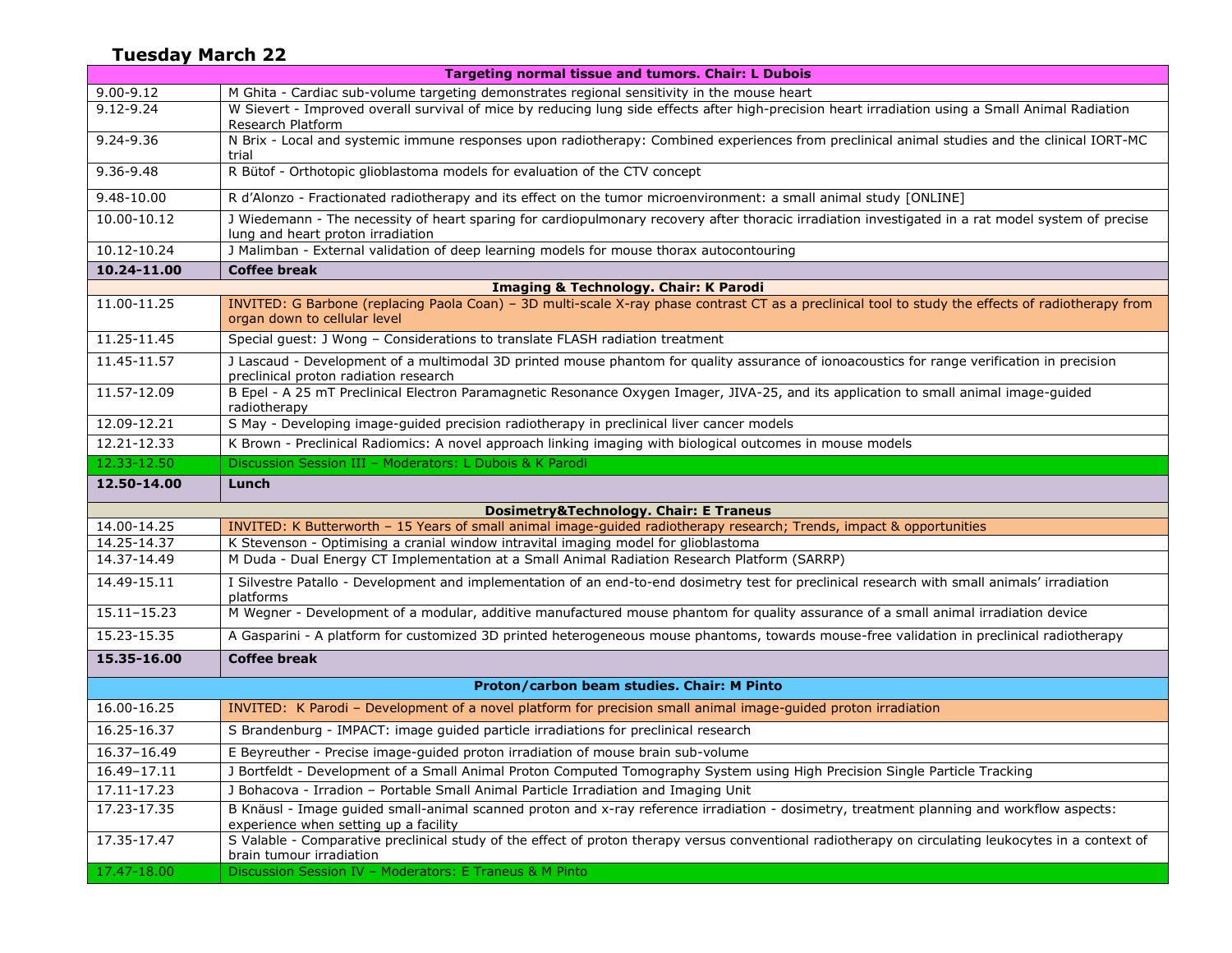## Tuesday March 22

| Targeting normal tissue and tumors. Chair: L Dubois | |
|---|---|
| 9.00-9.12 | M Ghita - Cardiac sub-volume targeting demonstrates regional sensitivity in the mouse heart |
| 9.12-9.24 | W Sievert - Improved overall survival of mice by reducing lung side effects after high-precision heart irradiation using a Small Animal Radiation Research Platform |
| 9.24-9.36 | N Brix - Local and systemic immune responses upon radiotherapy: Combined experiences from preclinical animal studies and the clinical IORT-MC trial |
| 9.36-9.48 | R Bütof - Orthotopic glioblastoma models for evaluation of the CTV concept |
| 9.48-10.00 | R d'Alonzo - Fractionated radiotherapy and its effect on the tumor microenvironment: a small animal study [ONLINE] |
| 10.00-10.12 | J Wiedemann - The necessity of heart sparing for cardiopulmonary recovery after thoracic irradiation investigated in a rat model system of precise lung and heart proton irradiation |
| 10.12-10.24 | J Malimban - External validation of deep learning models for mouse thorax autocontouring |
| **10.24-11.00** | **Coffee break** |
| **Imaging & Technology. Chair: K Parodi** | |
| 11.00-11.25 | INVITED: G Barbone (replacing Paola Coan) – 3D multi-scale X-ray phase contrast CT as a preclinical tool to study the effects of radiotherapy from organ down to cellular level |
| 11.25-11.45 | Special guest: J Wong – Considerations to translate FLASH radiation treatment |
| 11.45-11.57 | J Lascaud - Development of a multimodal 3D printed mouse phantom for quality assurance of ionoacoustics for range verification in precision preclinical proton radiation research |
| 11.57-12.09 | B Epel - A 25 mT Preclinical Electron Paramagnetic Resonance Oxygen Imager, JIVA-25, and its application to small animal image-guided radiotherapy |
| 12.09-12.21 | S May - Developing image-guided precision radiotherapy in preclinical liver cancer models |
| 12.21-12.33 | K Brown - Preclinical Radiomics: A novel approach linking imaging with biological outcomes in mouse models |
| 12.33-12.50 | Discussion Session III – Moderators: L Dubois & K Parodi |
| **12.50-14.00** | **Lunch** |
| **Dosimetry&Technology. Chair: E Traneus** | |
| 14.00-14.25 | INVITED: K Butterworth – 15 Years of small animal image-guided radiotherapy research; Trends, impact & opportunities |
| 14.25-14.37 | K Stevenson - Optimising a cranial window intravital imaging model for glioblastoma |
| 14.37-14.49 | M Duda - Dual Energy CT Implementation at a Small Animal Radiation Research Platform (SARRP) |
| 14.49-15.11 | I Silvestre Patallo - Development and implementation of an end-to-end dosimetry test for preclinical research with small animals' irradiation platforms |
| 15.11–15.23 | M Wegner - Development of a modular, additive manufactured mouse phantom for quality assurance of a small animal irradiation device |
| 15.23-15.35 | A Gasparini - A platform for customized 3D printed heterogeneous mouse phantoms, towards mouse-free validation in preclinical radiotherapy |
| **15.35-16.00** | **Coffee break** |
| **Proton/carbon beam studies. Chair: M Pinto** | |
| 16.00-16.25 | INVITED: K Parodi – Development of a novel platform for precision small animal image-guided proton irradiation |
| 16.25-16.37 | S Brandenburg - IMPACT: image guided particle irradiations for preclinical research |
| 16.37–16.49 | E Beyreuther - Precise image-guided proton irradiation of mouse brain sub-volume |
| 16.49–17.11 | J Bortfeldt - Development of a Small Animal Proton Computed Tomography System using High Precision Single Particle Tracking |
| 17.11-17.23 | J Bohacova - Irradion – Portable Small Animal Particle Irradiation and Imaging Unit |
| 17.23-17.35 | B Knäusl - Image guided small-animal scanned proton and x-ray reference irradiation - dosimetry, treatment planning and workflow aspects: experience when setting up a facility |
| 17.35-17.47 | S Valable - Comparative preclinical study of the effect of proton therapy versus conventional radiotherapy on circulating leukocytes in a context of brain tumour irradiation |
| 17.47-18.00 | Discussion Session IV – Moderators: E Traneus & M Pinto |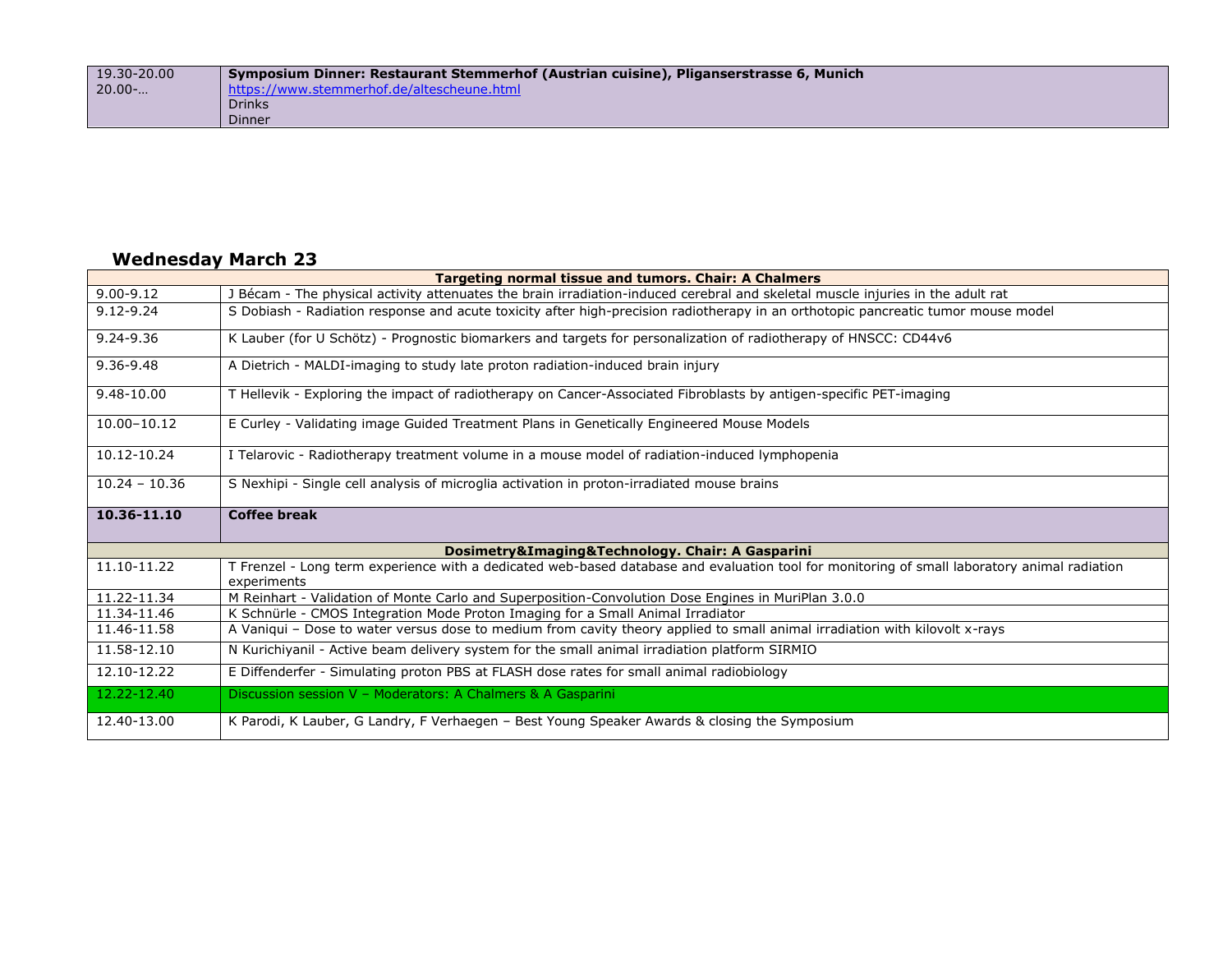| | |
|---|---|
| 19.30-20.00<br>20.00-… | **Symposium Dinner: Restaurant Stemmerhof (Austrian cuisine), Pliganserstrasse 6, Munich**<br>https://www.stemmerhof.de/altescheune.html<br>Drinks<br>Dinner |

## Wednesday March 23

| | |
|---|---|
| **Targeting normal tissue and tumors. Chair: A Chalmers** | |
| 9.00-9.12 | J Bécam - The physical activity attenuates the brain irradiation-induced cerebral and skeletal muscle injuries in the adult rat |
| 9.12-9.24 | S Dobiash - Radiation response and acute toxicity after high-precision radiotherapy in an orthotopic pancreatic tumor mouse model |
| 9.24-9.36 | K Lauber (for U Schötz) - Prognostic biomarkers and targets for personalization of radiotherapy of HNSCC: CD44v6 |
| 9.36-9.48 | A Dietrich - MALDI-imaging to study late proton radiation-induced brain injury |
| 9.48-10.00 | T Hellevik - Exploring the impact of radiotherapy on Cancer-Associated Fibroblasts by antigen-specific PET-imaging |
| 10.00–10.12 | E Curley - Validating image Guided Treatment Plans in Genetically Engineered Mouse Models |
| 10.12-10.24 | I Telarovic - Radiotherapy treatment volume in a mouse model of radiation-induced lymphopenia |
| 10.24 – 10.36 | S Nexhipi - Single cell analysis of microglia activation in proton-irradiated mouse brains |
| **10.36-11.10** | **Coffee break** |
| **Dosimetry&Imaging&Technology. Chair: A Gasparini** | |
| 11.10-11.22 | T Frenzel - Long term experience with a dedicated web-based database and evaluation tool for monitoring of small laboratory animal radiation experiments |
| 11.22-11.34 | M Reinhart - Validation of Monte Carlo and Superposition-Convolution Dose Engines in MuriPlan 3.0.0 |
| 11.34-11.46 | K Schnürle - CMOS Integration Mode Proton Imaging for a Small Animal Irradiator |
| 11.46-11.58 | A Vaniqui – Dose to water versus dose to medium from cavity theory applied to small animal irradiation with kilovolt x-rays |
| 11.58-12.10 | N Kurichiyanil - Active beam delivery system for the small animal irradiation platform SIRMIO |
| 12.10-12.22 | E Diffenderfer - Simulating proton PBS at FLASH dose rates for small animal radiobiology |
| 12.22-12.40 | Discussion session V – Moderators: A Chalmers & A Gasparini |
| 12.40-13.00 | K Parodi, K Lauber, G Landry, F Verhaegen – Best Young Speaker Awards & closing the Symposium |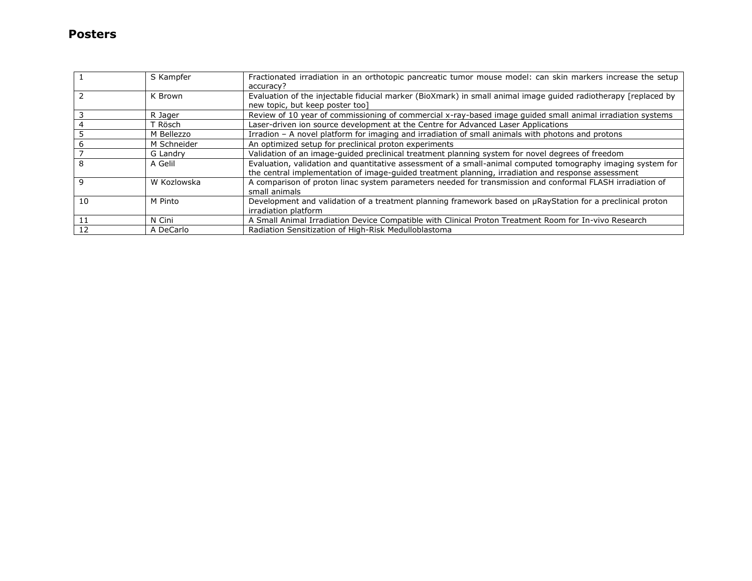# Posters

| | | |
|---|---|---|
| 1 | S Kampfer | Fractionated irradiation in an orthotopic pancreatic tumor mouse model: can skin markers increase the setup accuracy? |
| 2 | K Brown | Evaluation of the injectable fiducial marker (BioXmark) in small animal image guided radiotherapy [replaced by new topic, but keep poster too] |
| 3 | R Jager | Review of 10 year of commissioning of commercial x-ray-based image guided small animal irradiation systems |
| 4 | T Rösch | Laser-driven ion source development at the Centre for Advanced Laser Applications |
| 5 | M Bellezzo | Irradion – A novel platform for imaging and irradiation of small animals with photons and protons |
| 6 | M Schneider | An optimized setup for preclinical proton experiments |
| 7 | G Landry | Validation of an image-guided preclinical treatment planning system for novel degrees of freedom |
| 8 | A Gelil | Evaluation, validation and quantitative assessment of a small-animal computed tomography imaging system for the central implementation of image-guided treatment planning, irradiation and response assessment |
| 9 | W Kozlowska | A comparison of proton linac system parameters needed for transmission and conformal FLASH irradiation of small animals |
| 10 | M Pinto | Development and validation of a treatment planning framework based on μRayStation for a preclinical proton irradiation platform |
| 11 | N Cini | A Small Animal Irradiation Device Compatible with Clinical Proton Treatment Room for In-vivo Research |
| 12 | A DeCarlo | Radiation Sensitization of High-Risk Medulloblastoma |